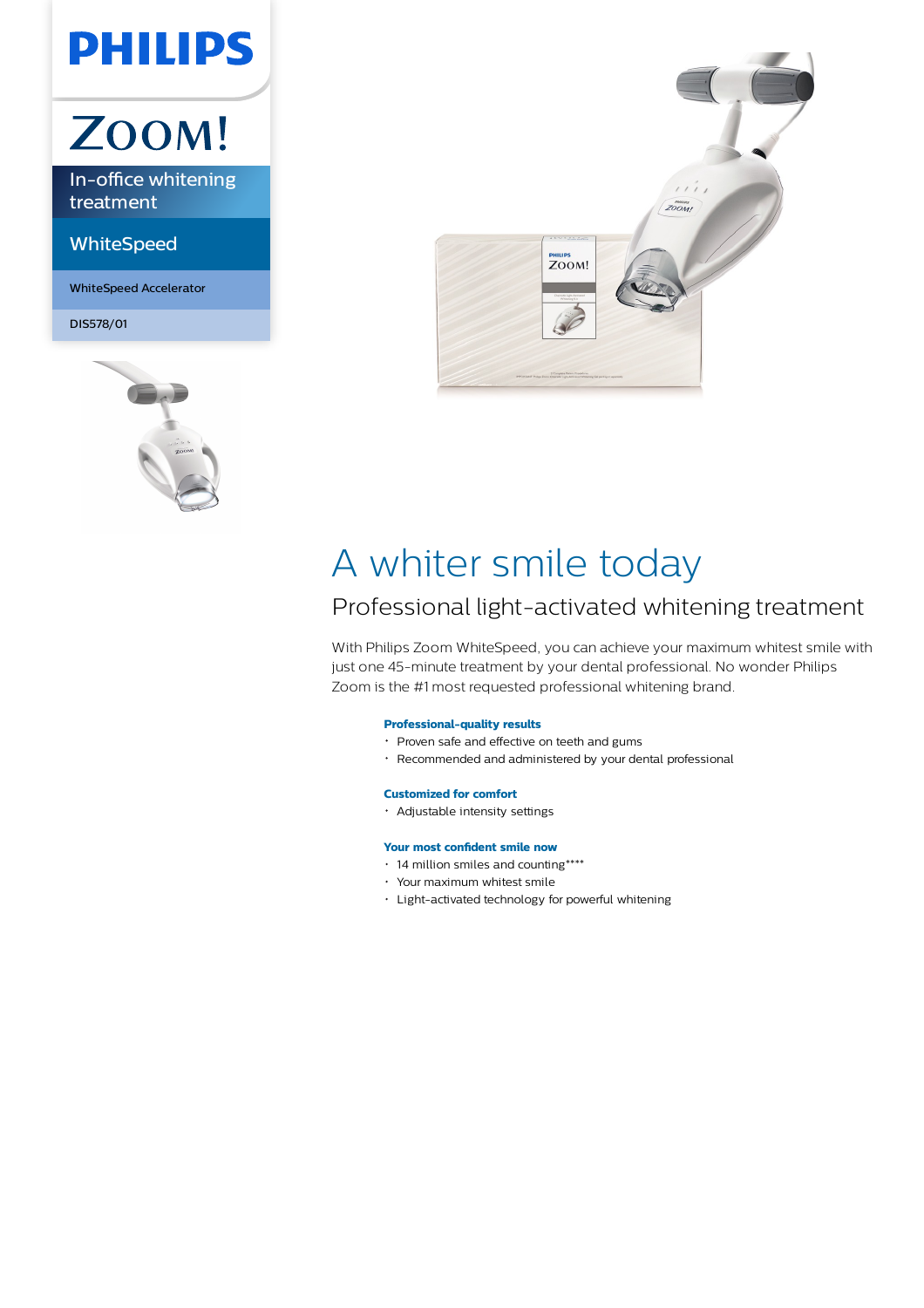PHILIPS

ZOOM!

In-office whitening treatment

WhiteSpeed

WhiteSpeed Accelerator

DIS578/01

# A whiter smile today

## Professional light-activated whitening treatment

With Philips Zoom WhiteSpeed, you can achieve your maximum whitest smile with just one 45-minute treatment by your dental professional. No wonder Philips Zoom is the #1 most requested professional whitening brand.

**Professional-quality results**

- Proven safe and effective on teeth and gums
- Recommended and administered by your dental professional

**Customized for comfort**

- Adjustable intensity settings

**Your most confident smile now**

- 14 million smiles and counting****
- Your maximum whitest smile
- Light-activated technology for powerful whitening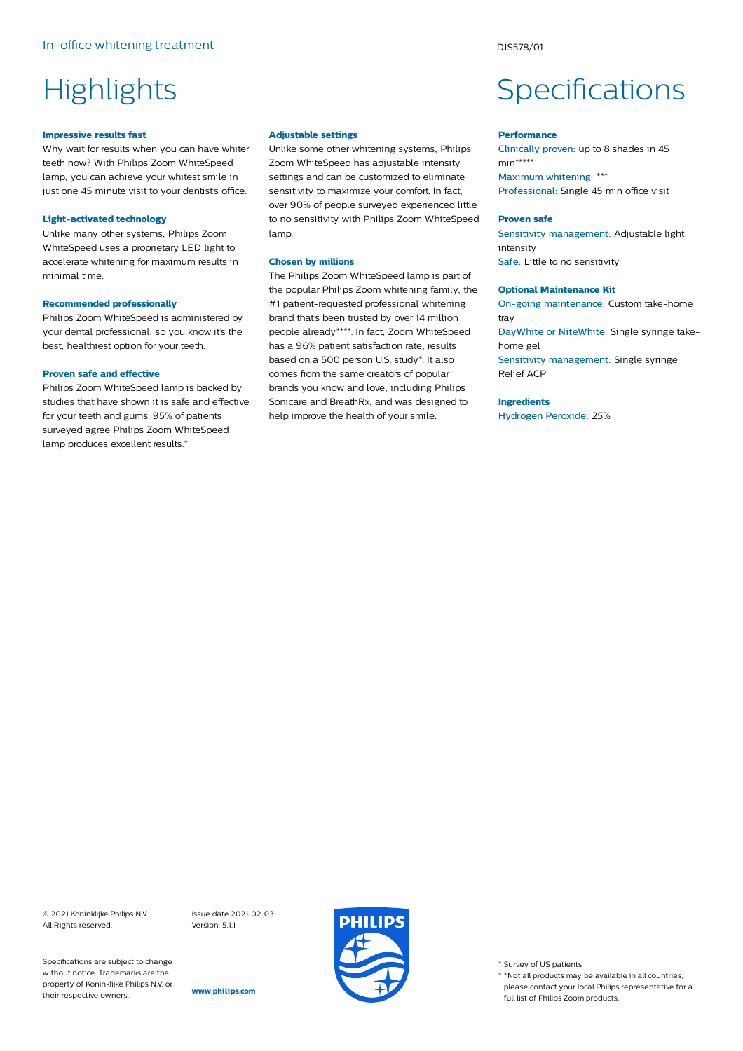In-office whitening treatment

DIS578/01

# Highlights

### Impressive results fast

Why wait for results when you can have whiter teeth now? With Philips Zoom WhiteSpeed lamp, you can achieve your whitest smile in just one 45 minute visit to your dentist's office.

### Light-activated technology

Unlike many other systems, Philips Zoom WhiteSpeed uses a proprietary LED light to accelerate whitening for maximum results in minimal time.

### Recommended professionally

Philips Zoom WhiteSpeed is administered by your dental professional, so you know it's the best, healthiest option for your teeth.

### Proven safe and effective

Philips Zoom WhiteSpeed lamp is backed by studies that have shown it is safe and effective for your teeth and gums. 95% of patients surveyed agree Philips Zoom WhiteSpeed lamp produces excellent results.*

### Adjustable settings

Unlike some other whitening systems, Philips Zoom WhiteSpeed has adjustable intensity settings and can be customized to eliminate sensitivity to maximize your comfort. In fact, over 90% of people surveyed experienced little to no sensitivity with Philips Zoom WhiteSpeed lamp.

### Chosen by millions

The Philips Zoom WhiteSpeed lamp is part of the popular Philips Zoom whitening family, the #1 patient-requested professional whitening brand that's been trusted by over 14 million people already****. In fact, Zoom WhiteSpeed has a 96% patient satisfaction rate; results based on a 500 person U.S. study*. It also comes from the same creators of popular brands you know and love, including Philips Sonicare and BreathRx, and was designed to help improve the health of your smile.

# Specifications

### Performance

- Clinically proven: up to 8 shades in 45 min*****
- Maximum whitening: ***
- Professional: Single 45 min office visit

### Proven safe

- Sensitivity management: Adjustable light intensity
- Safe: Little to no sensitivity

### Optional Maintenance Kit

- On-going maintenance: Custom take-home tray
- DayWhite or NiteWhite: Single syringe take-home gel
- Sensitivity management: Single syringe Relief ACP

### Ingredients

- Hydrogen Peroxide: 25%

© 2021 Koninklijke Philips N.V.
All Rights reserved.

Issue date 2021-02-03
Version: 5.1.1

Specifications are subject to change without notice. Trademarks are the property of Koninklijke Philips N.V. or their respective owners.

www.philips.com

\* Survey of US patients

\* \*Not all products may be available in all countries, please contact your local Philips representative for a full list of Philips Zoom products.